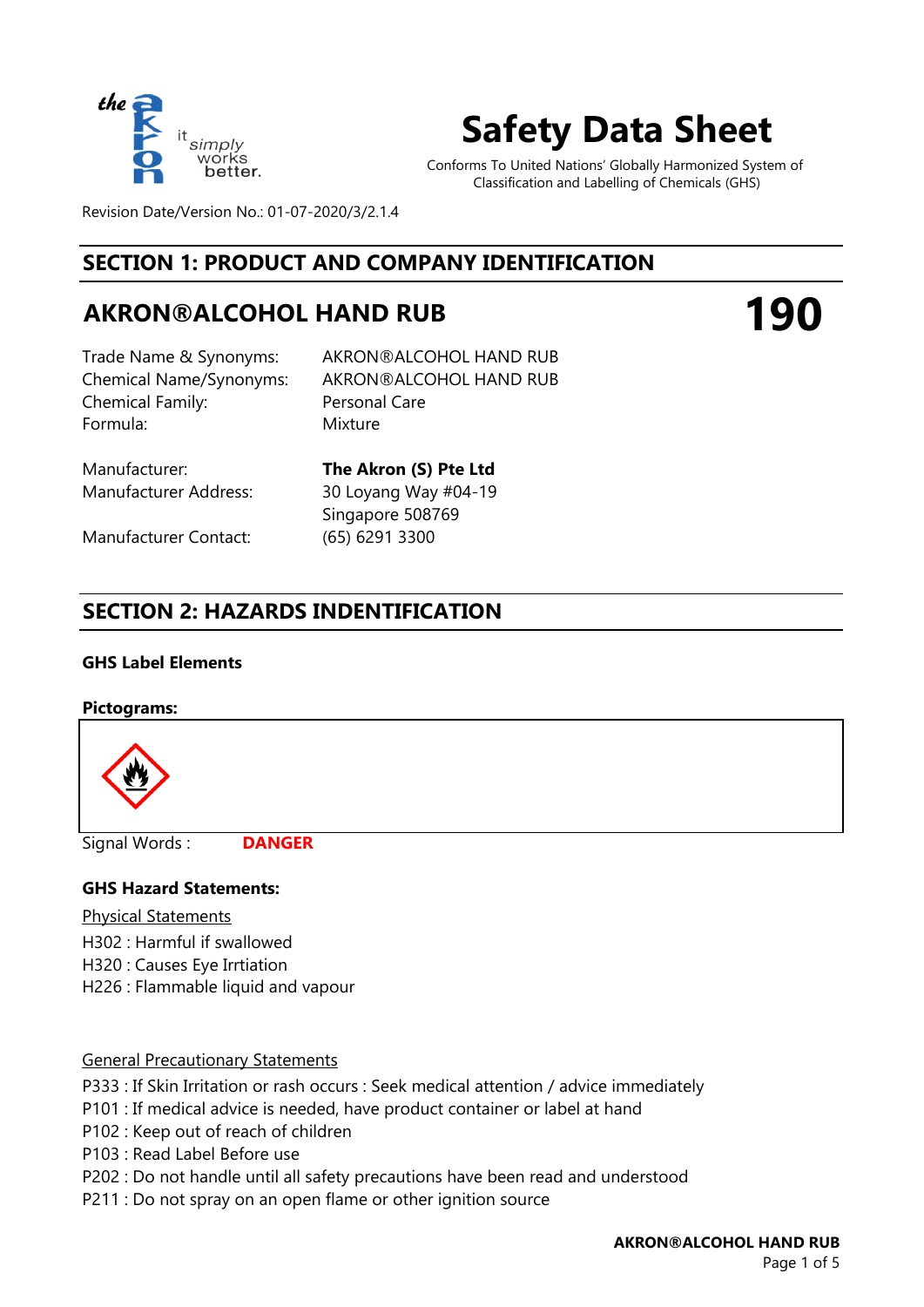the akron — it simply works better.

# Safety Data Sheet

Conforms To United Nations' Globally Harmonized System of Classification and Labelling of Chemicals (GHS)

Revision Date/Version No.: 01-07-2020/3/2.1.4

## SECTION 1: PRODUCT AND COMPANY IDENTIFICATION

## AKRON®ALCOHOL HAND RUB **190**

| | |
|---|---|
| Trade Name & Synonyms: | AKRON®ALCOHOL HAND RUB |
| Chemical Name/Synonyms: | AKRON®ALCOHOL HAND RUB |
| Chemical Family: | Personal Care |
| Formula: | Mixture |

| | |
|---|---|
| Manufacturer: | **The Akron (S) Pte Ltd** |
| Manufacturer Address: | 30 Loyang Way #04-19 Singapore 508769 |
| Manufacturer Contact: | (65) 6291 3300 |

## SECTION 2: HAZARDS INDENTIFICATION

**GHS Label Elements**

**Pictograms:**

Signal Words : **DANGER**

**GHS Hazard Statements:**

Physical Statements

H302 : Harmful if swallowed
H320 : Causes Eye Irrtiation
H226 : Flammable liquid and vapour

General Precautionary Statements

P333 : If Skin Irritation or rash occurs : Seek medical attention / advice immediately
P101 : If medical advice is needed, have product container or label at hand
P102 : Keep out of reach of children
P103 : Read Label Before use
P202 : Do not handle until all safety precautions have been read and understood
P211 : Do not spray on an open flame or other ignition source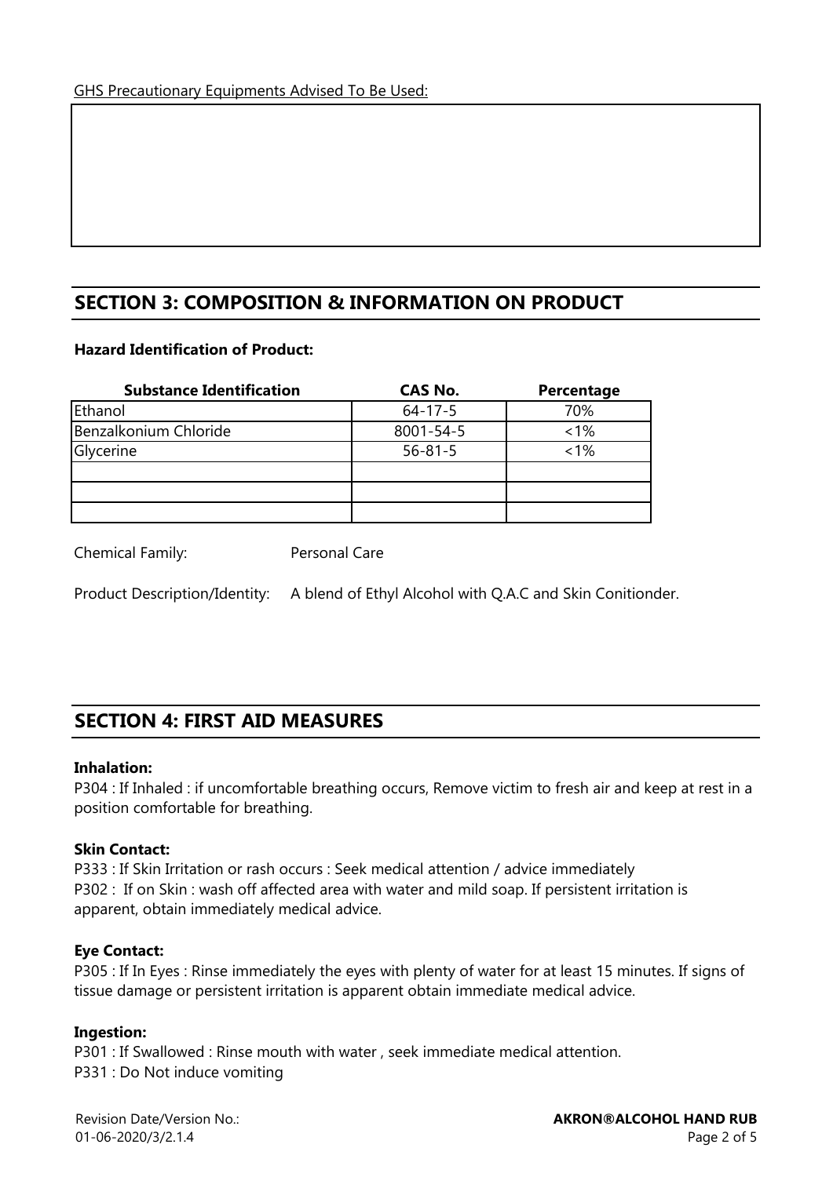GHS Precautionary Equipments Advised To Be Used:

## SECTION 3: COMPOSITION & INFORMATION ON PRODUCT

**Hazard Identification of Product:**

| Substance Identification | CAS No. | Percentage |
|---|---|---|
| Ethanol | 64-17-5 | 70% |
| Benzalkonium Chloride | 8001-54-5 | <1% |
| Glycerine | 56-81-5 | <1% |
| | | |
| | | |
| | | |

Chemical Family: Personal Care

Product Description/Identity: A blend of Ethyl Alcohol with Q.A.C and Skin Conitionder.

## SECTION 4: FIRST AID MEASURES

**Inhalation:**

P304 : If Inhaled : if uncomfortable breathing occurs, Remove victim to fresh air and keep at rest in a position comfortable for breathing.

**Skin Contact:**

P333 : If Skin Irritation or rash occurs : Seek medical attention / advice immediately
P302 : If on Skin : wash off affected area with water and mild soap. If persistent irritation is apparent, obtain immediately medical advice.

**Eye Contact:**

P305 : If In Eyes : Rinse immediately the eyes with plenty of water for at least 15 minutes. If signs of tissue damage or persistent irritation is apparent obtain immediate medical advice.

**Ingestion:**

P301 : If Swallowed : Rinse mouth with water , seek immediate medical attention.
P331 : Do Not induce vomiting

Revision Date/Version No.:
01-06-2020/3/2.1.4

**AKRON®ALCOHOL HAND RUB**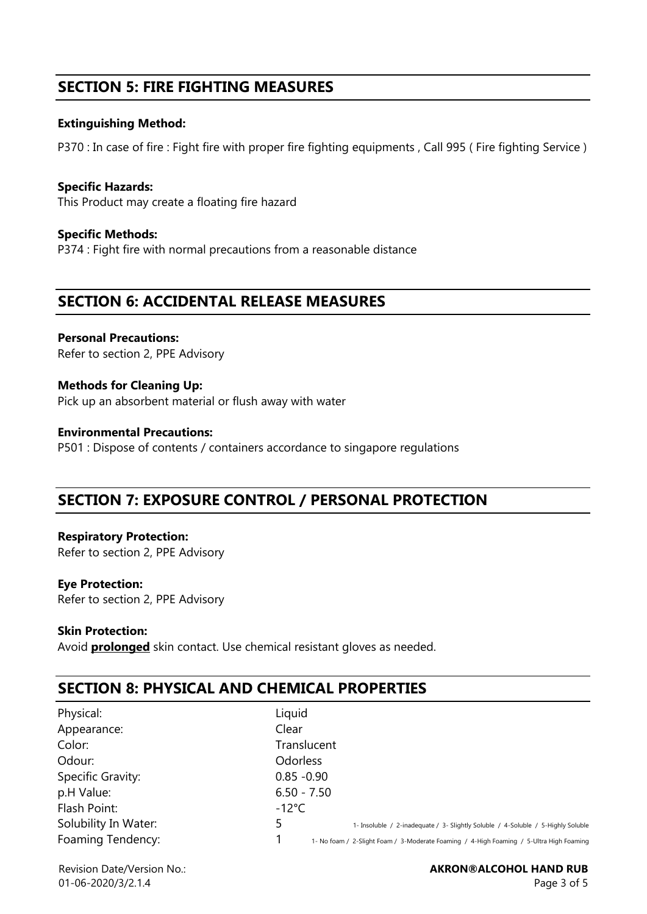## SECTION 5: FIRE FIGHTING MEASURES

**Extinguishing Method:**

P370 : In case of fire : Fight fire with proper fire fighting equipments , Call 995 ( Fire fighting Service )

**Specific Hazards:**

This Product may create a floating fire hazard

**Specific Methods:**

P374 : Fight fire with normal precautions from a reasonable distance

## SECTION 6: ACCIDENTAL RELEASE MEASURES

**Personal Precautions:**

Refer to section 2, PPE Advisory

**Methods for Cleaning Up:**

Pick up an absorbent material or flush away with water

**Environmental Precautions:**

P501 : Dispose of contents / containers accordance to singapore regulations

## SECTION 7: EXPOSURE CONTROL / PERSONAL PROTECTION

**Respiratory Protection:**

Refer to section 2, PPE Advisory

**Eye Protection:**

Refer to section 2, PPE Advisory

**Skin Protection:**

Avoid **prolonged** skin contact. Use chemical resistant gloves as needed.

## SECTION 8: PHYSICAL AND CHEMICAL PROPERTIES

| | | |
|---|---|---|
| Physical: | Liquid | |
| Appearance: | Clear | |
| Color: | Translucent | |
| Odour: | Odorless | |
| Specific Gravity: | 0.85 -0.90 | |
| p.H Value: | 6.50 - 7.50 | |
| Flash Point: | -12°C | |
| Solubility In Water: | 5 | 1- Insoluble / 2-inadequate / 3- Slightly Soluble / 4-Soluble / 5-Highly Soluble |
| Foaming Tendency: | 1 | 1- No foam / 2-Slight Foam / 3-Moderate Foaming / 4-High Foaming / 5-Ultra High Foaming |

Revision Date/Version No.:
01-06-2020/3/2.1.4

**AKRON®ALCOHOL HAND RUB**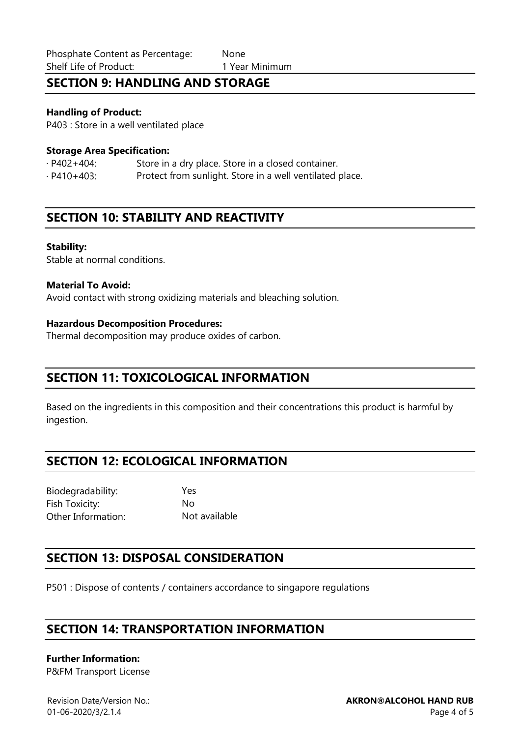| | |
|---|---|
| Phosphate Content as Percentage: | None |
| Shelf Life of Product: | 1 Year Minimum |

## SECTION 9: HANDLING AND STORAGE

**Handling of Product:**

P403 : Store in a well ventilated place

**Storage Area Specification:**

| | |
|---|---|
| · P402+404: | Store in a dry place. Store in a closed container. |
| · P410+403: | Protect from sunlight. Store in a well ventilated place. |

## SECTION 10: STABILITY AND REACTIVITY

**Stability:**

Stable at normal conditions.

**Material To Avoid:**

Avoid contact with strong oxidizing materials and bleaching solution.

**Hazardous Decomposition Procedures:**

Thermal decomposition may produce oxides of carbon.

## SECTION 11: TOXICOLOGICAL INFORMATION

Based on the ingredients in this composition and their concentrations this product is harmful by ingestion.

## SECTION 12: ECOLOGICAL INFORMATION

| | |
|---|---|
| Biodegradability: | Yes |
| Fish Toxicity: | No |
| Other Information: | Not available |

## SECTION 13: DISPOSAL CONSIDERATION

P501 : Dispose of contents / containers accordance to singapore regulations

## SECTION 14: TRANSPORTATION INFORMATION

**Further Information:**

P&FM Transport License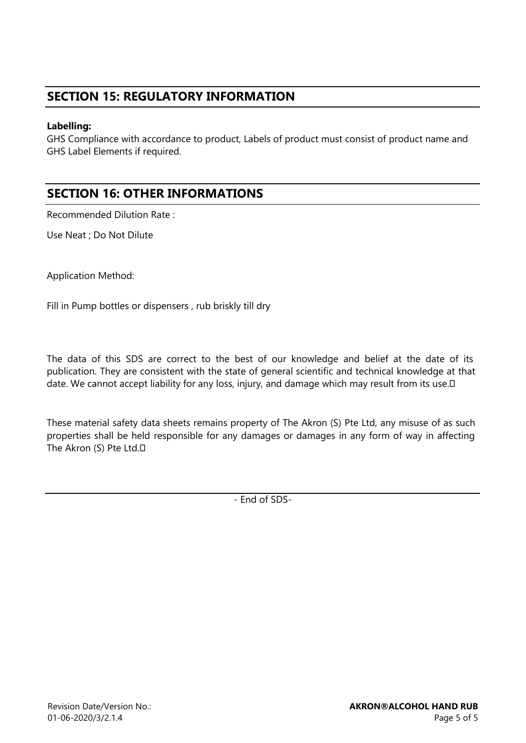## SECTION 15: REGULATORY INFORMATION

**Labelling:**

GHS Compliance with accordance to product, Labels of product must consist of product name and GHS Label Elements if required.

## SECTION 16: OTHER INFORMATIONS

Recommended Dilution Rate :

Use Neat ; Do Not Dilute

Application Method:

Fill in Pump bottles or dispensers , rub briskly till dry

The data of this SDS are correct to the best of our knowledge and belief at the date of its publication. They are consistent with the state of general scientific and technical knowledge at that date. We cannot accept liability for any loss, injury, and damage which may result from its use.

These material safety data sheets remains property of The Akron (S) Pte Ltd, any misuse of as such properties shall be held responsible for any damages or damages in any form of way in affecting The Akron (S) Pte Ltd.

- End of SDS-